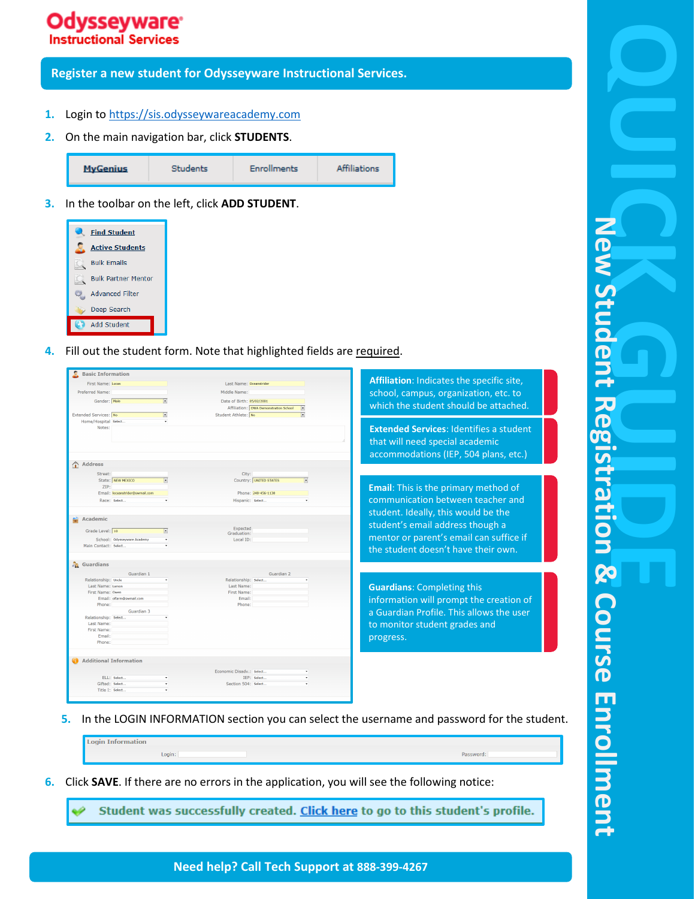# Odysseyware Instructional Services

## QUICK GUIDE — New Student Registration & Course Enrollment

## Register a new student for Odysseyware Instructional Services.

1. Login to https://sis.odysseywareacademy.com
2. On the main navigation bar, click **STUDENTS**.

   MyGenius | Students | Enrollments | Affiliations

3. In the toolbar on the left, click **ADD STUDENT**.

   - Find Student
   - Active Students
   - Bulk Emails
   - Bulk Partner Mentor
   - Advanced Filter
   - Deep Search
   - Add Student

4. Fill out the student form. Note that highlighted fields are required.

   **Affiliation**: Indicates the specific site, school, campus, organization, etc. to which the student should be attached.

   **Extended Services**: Identifies a student that will need special academic accommodations (IEP, 504 plans, etc.)

   **Email**: This is the primary method of communication between teacher and student. Ideally, this would be the student's email address though a mentor or parent's email can suffice if the student doesn't have their own.

   **Guardians**: Completing this information will prompt the creation of a Guardian Profile. This allows the user to monitor student grades and progress.

5. In the LOGIN INFORMATION section you can select the username and password for the student.

   Login Information — Login: / Password:

6. Click **SAVE**. If there are no errors in the application, you will see the following notice:

   Student was successfully created. Click here to go to this student's profile.

**Need help? Call Tech Support at 888-399-4267**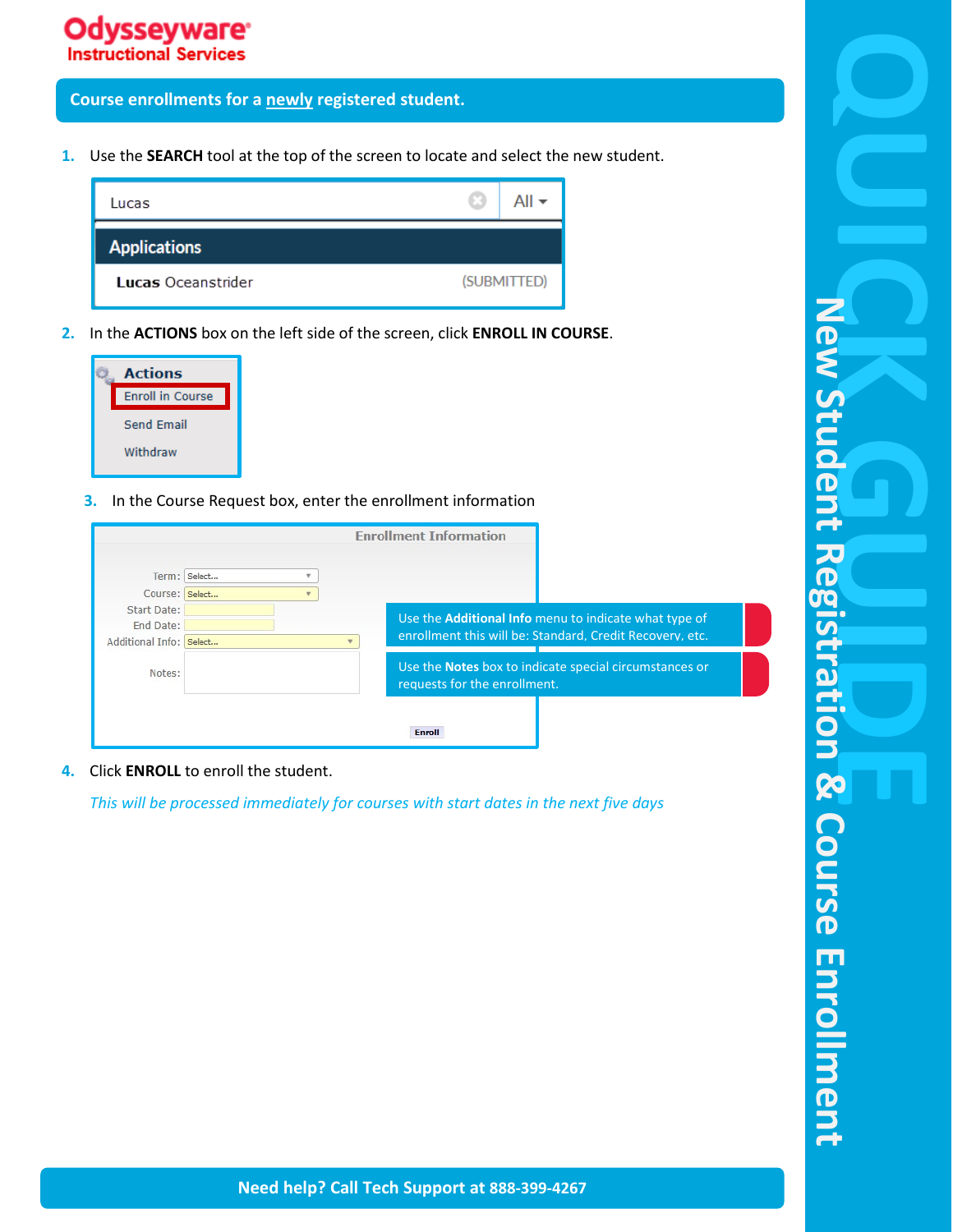**Odysseyware Instructional Services**

## Course enrollments for a newly registered student.

1. Use the **SEARCH** tool at the top of the screen to locate and select the new student.

   Lucas | All

   **Applications**

   **Lucas** Oceanstrider (SUBMITTED)

2. In the **ACTIONS** box on the left side of the screen, click **ENROLL IN COURSE**.

   **Actions**
   - Enroll in Course
   - Send Email
   - Withdraw

3. In the Course Request box, enter the enrollment information

   **Enrollment Information**

   Term: Select...
   Course: Select...
   Start Date:
   End Date:
   Additional Info: Select...
   Notes:

   Enroll

   Use the **Additional Info** menu to indicate what type of enrollment this will be: Standard, Credit Recovery, etc.

   Use the **Notes** box to indicate special circumstances or requests for the enrollment.

4. Click **ENROLL** to enroll the student.

   *This will be processed immediately for courses with start dates in the next five days*

**Need help? Call Tech Support at 888-399-4267**

QUICK GUIDE

New Student Registration & Course Enrollment